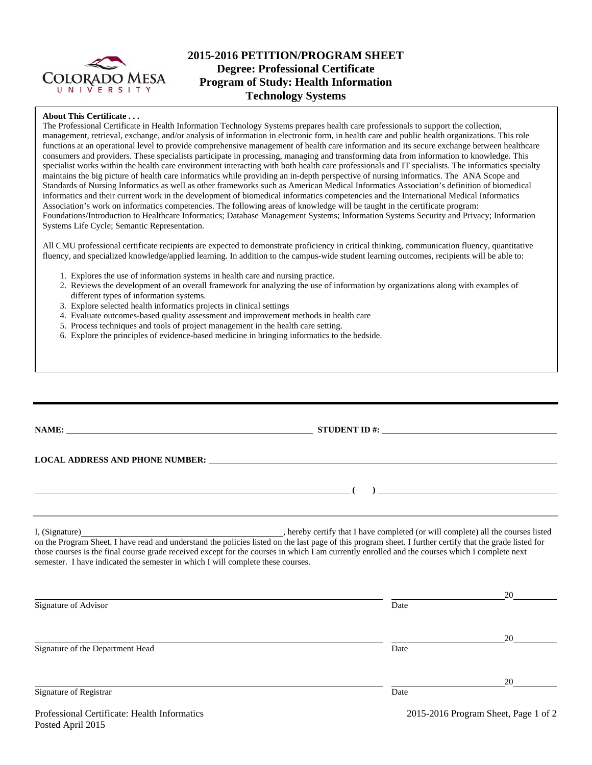# 2015-2016 PETITION/PROGRAM SHEET
## Degree: Professional Certificate
## Program of Study: Health Information Technology Systems

**About This Certificate . . .**

The Professional Certificate in Health Information Technology Systems prepares health care professionals to support the collection, management, retrieval, exchange, and/or analysis of information in electronic form, in health care and public health organizations. This role functions at an operational level to provide comprehensive management of health care information and its secure exchange between healthcare consumers and providers. These specialists participate in processing, managing and transforming data from information to knowledge. This specialist works within the health care environment interacting with both health care professionals and IT specialists. The informatics specialty maintains the big picture of health care informatics while providing an in-depth perspective of nursing informatics. The ANA Scope and Standards of Nursing Informatics as well as other frameworks such as American Medical Informatics Association's definition of biomedical informatics and their current work in the development of biomedical informatics competencies and the International Medical Informatics Association's work on informatics competencies. The following areas of knowledge will be taught in the certificate program: Foundations/Introduction to Healthcare Informatics; Database Management Systems; Information Systems Security and Privacy; Information Systems Life Cycle; Semantic Representation.

All CMU professional certificate recipients are expected to demonstrate proficiency in critical thinking, communication fluency, quantitative fluency, and specialized knowledge/applied learning. In addition to the campus-wide student learning outcomes, recipients will be able to:

1. Explores the use of information systems in health care and nursing practice.
2. Reviews the development of an overall framework for analyzing the use of information by organizations along with examples of different types of information systems.
3. Explore selected health informatics projects in clinical settings
4. Evaluate outcomes-based quality assessment and improvement methods in health care
5. Process techniques and tools of project management in the health care setting.
6. Explore the principles of evidence-based medicine in bringing informatics to the bedside.

---

**NAME:** ______________________________ **STUDENT ID #:** ______________________________

**LOCAL ADDRESS AND PHONE NUMBER:** ______________________________

______________________________ **( )** ______________________________

I, (Signature)______________________________, hereby certify that I have completed (or will complete) all the courses listed on the Program Sheet. I have read and understand the policies listed on the last page of this program sheet. I further certify that the grade listed for those courses is the final course grade received except for the courses in which I am currently enrolled and the courses which I complete next semester. I have indicated the semester in which I will complete these courses.

______________________________ ____________________20______
Signature of Advisor Date

______________________________ ____________________20______
Signature of the Department Head Date

______________________________ ____________________20______
Signature of Registrar Date

Professional Certificate: Health Informatics
Posted April 2015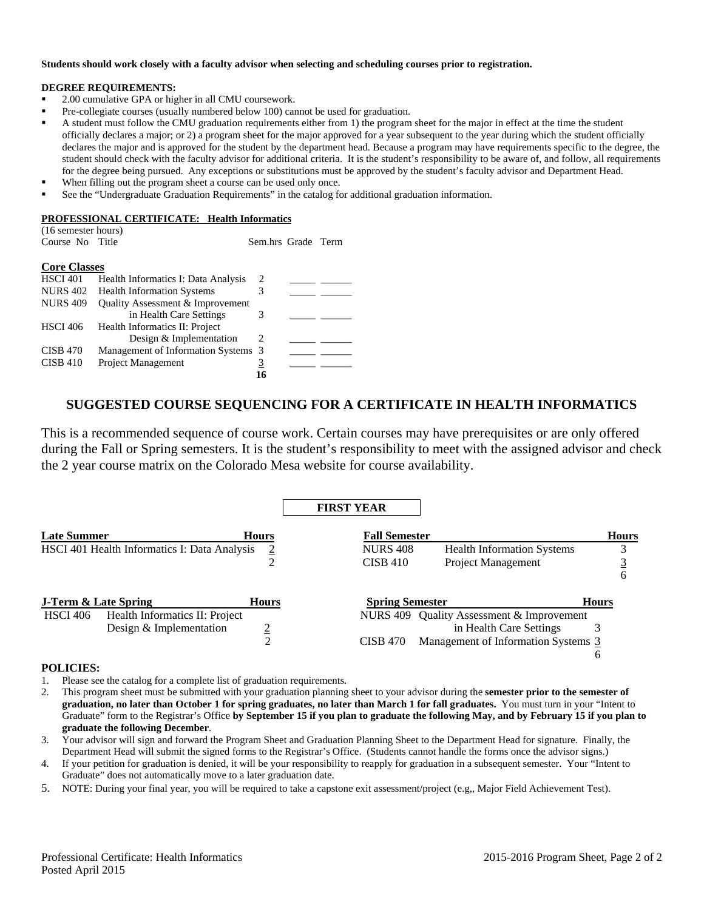**Students should work closely with a faculty advisor when selecting and scheduling courses prior to registration.**

**DEGREE REQUIREMENTS:**

- 2.00 cumulative GPA or higher in all CMU coursework.
- Pre-collegiate courses (usually numbered below 100) cannot be used for graduation.
- A student must follow the CMU graduation requirements either from 1) the program sheet for the major in effect at the time the student officially declares a major; or 2) a program sheet for the major approved for a year subsequent to the year during which the student officially declares the major and is approved for the student by the department head. Because a program may have requirements specific to the degree, the student should check with the faculty advisor for additional criteria. It is the student's responsibility to be aware of, and follow, all requirements for the degree being pursued. Any exceptions or substitutions must be approved by the student's faculty advisor and Department Head.
- When filling out the program sheet a course can be used only once.
- See the "Undergraduate Graduation Requirements" in the catalog for additional graduation information.

**PROFESSIONAL CERTIFICATE: Health Informatics**

(16 semester hours)

**Core Classes**

| Course No | Title | Sem.hrs | Grade | Term |
|---|---|---|---|---|
| HSCI 401 | Health Informatics I: Data Analysis | 2 | _____ | ______ |
| NURS 402 | Health Information Systems | 3 | _____ | ______ |
| NURS 409 | Quality Assessment & Improvement in Health Care Settings | 3 | _____ | ______ |
| HSCI 406 | Health Informatics II: Project Design & Implementation | 2 | _____ | ______ |
| CISB 470 | Management of Information Systems | 3 | _____ | ______ |
| CISB 410 | Project Management | 3 | _____ | ______ |
| | | 16 | | |

## SUGGESTED COURSE SEQUENCING FOR A CERTIFICATE IN HEALTH INFORMATICS

This is a recommended sequence of course work. Certain courses may have prerequisites or are only offered during the Fall or Spring semesters. It is the student's responsibility to meet with the assigned advisor and check the 2 year course matrix on the Colorado Mesa website for course availability.

**FIRST YEAR**

| Late Summer | | Hours |
|---|---|---|
| HSCI 401 | Health Informatics I: Data Analysis | 2 |
| | | 2 |

| Fall Semester | | Hours |
|---|---|---|
| NURS 408 | Health Information Systems | 3 |
| CISB 410 | Project Management | 3 |
| | | 6 |

| J-Term & Late Spring | | Hours |
|---|---|---|
| HSCI 406 | Health Informatics II: Project Design & Implementation | 2 |
| | | 2 |

| Spring Semester | | Hours |
|---|---|---|
| NURS 409 | Quality Assessment & Improvement in Health Care Settings | 3 |
| CISB 470 | Management of Information Systems | 3 |
| | | 6 |

**POLICIES:**

1. Please see the catalog for a complete list of graduation requirements.
2. This program sheet must be submitted with your graduation planning sheet to your advisor during the **semester prior to the semester of graduation, no later than October 1 for spring graduates, no later than March 1 for fall graduates.** You must turn in your "Intent to Graduate" form to the Registrar's Office **by September 15 if you plan to graduate the following May, and by February 15 if you plan to graduate the following December**.
3. Your advisor will sign and forward the Program Sheet and Graduation Planning Sheet to the Department Head for signature. Finally, the Department Head will submit the signed forms to the Registrar's Office. (Students cannot handle the forms once the advisor signs.)
4. If your petition for graduation is denied, it will be your responsibility to reapply for graduation in a subsequent semester. Your "Intent to Graduate" does not automatically move to a later graduation date.
5. NOTE: During your final year, you will be required to take a capstone exit assessment/project (e.g,, Major Field Achievement Test).

Professional Certificate: Health Informatics
Posted April 2015

2015-2016 Program Sheet